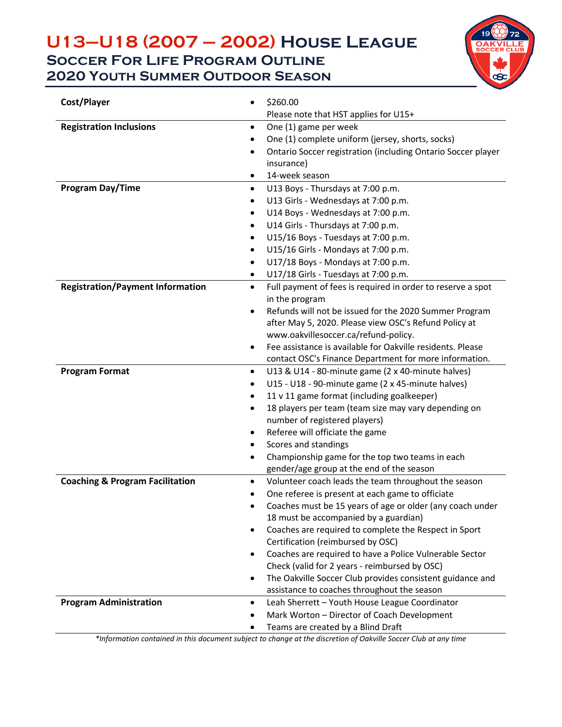# U13–U18 (2007 – 2002) House League
## Soccer For Life Program Outline
## 2020 Youth Summer Outdoor Season

| | |
|---|---|
| **Cost/Player** | • $260.00<br>Please note that HST applies for U15+ |
| **Registration Inclusions** | • One (1) game per week<br>• One (1) complete uniform (jersey, shorts, socks)<br>• Ontario Soccer registration (including Ontario Soccer player insurance)<br>• 14-week season |
| **Program Day/Time** | • U13 Boys - Thursdays at 7:00 p.m.<br>• U13 Girls - Wednesdays at 7:00 p.m.<br>• U14 Boys - Wednesdays at 7:00 p.m.<br>• U14 Girls - Thursdays at 7:00 p.m.<br>• U15/16 Boys - Tuesdays at 7:00 p.m.<br>• U15/16 Girls - Mondays at 7:00 p.m.<br>• U17/18 Boys - Mondays at 7:00 p.m.<br>• U17/18 Girls - Tuesdays at 7:00 p.m. |
| **Registration/Payment Information** | • Full payment of fees is required in order to reserve a spot in the program<br>• Refunds will not be issued for the 2020 Summer Program after May 5, 2020. Please view OSC's Refund Policy at www.oakvillesoccer.ca/refund-policy.<br>• Fee assistance is available for Oakville residents. Please contact OSC's Finance Department for more information. |
| **Program Format** | • U13 & U14 - 80-minute game (2 x 40-minute halves)<br>• U15 - U18 - 90-minute game (2 x 45-minute halves)<br>• 11 v 11 game format (including goalkeeper)<br>• 18 players per team (team size may vary depending on number of registered players)<br>• Referee will officiate the game<br>• Scores and standings<br>• Championship game for the top two teams in each gender/age group at the end of the season |
| **Coaching & Program Facilitation** | • Volunteer coach leads the team throughout the season<br>• One referee is present at each game to officiate<br>• Coaches must be 15 years of age or older (any coach under 18 must be accompanied by a guardian)<br>• Coaches are required to complete the Respect in Sport Certification (reimbursed by OSC)<br>• Coaches are required to have a Police Vulnerable Sector Check (valid for 2 years - reimbursed by OSC)<br>• The Oakville Soccer Club provides consistent guidance and assistance to coaches throughout the season |
| **Program Administration** | • Leah Sherrett – Youth House League Coordinator<br>• Mark Worton – Director of Coach Development<br>• Teams are created by a Blind Draft |

*\*Information contained in this document subject to change at the discretion of Oakville Soccer Club at any time*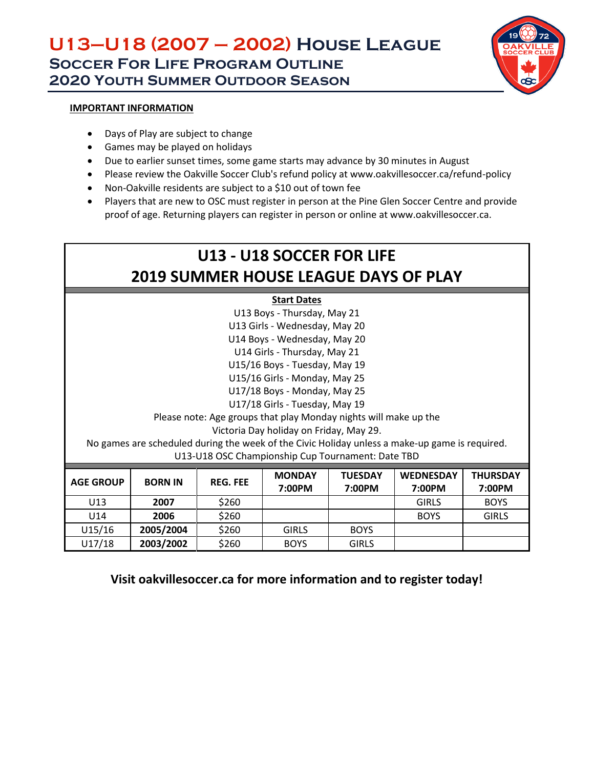# U13–U18 (2007 – 2002) House League
## Soccer For Life Program Outline
## 2020 Youth Summer Outdoor Season

**IMPORTANT INFORMATION**

- Days of Play are subject to change
- Games may be played on holidays
- Due to earlier sunset times, some game starts may advance by 30 minutes in August
- Please review the Oakville Soccer Club's refund policy at www.oakvillesoccer.ca/refund-policy
- Non-Oakville residents are subject to a $10 out of town fee
- Players that are new to OSC must register in person at the Pine Glen Soccer Centre and provide proof of age. Returning players can register in person or online at www.oakvillesoccer.ca.

## U13 - U18 SOCCER FOR LIFE
## 2019 SUMMER HOUSE LEAGUE DAYS OF PLAY

**Start Dates**

U13 Boys - Thursday, May 21
U13 Girls - Wednesday, May 20
U14 Boys - Wednesday, May 20
U14 Girls - Thursday, May 21
U15/16 Boys - Tuesday, May 19
U15/16 Girls - Monday, May 25
U17/18 Boys - Monday, May 25
U17/18 Girls - Tuesday, May 19

Please note: Age groups that play Monday nights will make up the Victoria Day holiday on Friday, May 29.

No games are scheduled during the week of the Civic Holiday unless a make-up game is required.

U13-U18 OSC Championship Cup Tournament: Date TBD

| AGE GROUP | BORN IN | REG. FEE | MONDAY 7:00PM | TUESDAY 7:00PM | WEDNESDAY 7:00PM | THURSDAY 7:00PM |
|---|---|---|---|---|---|---|
| U13 | **2007** | $260 | | | GIRLS | BOYS |
| U14 | **2006** | $260 | | | BOYS | GIRLS |
| U15/16 | **2005/2004** | $260 | GIRLS | BOYS | | |
| U17/18 | **2003/2002** | $260 | BOYS | GIRLS | | |

**Visit oakvillesoccer.ca for more information and to register today!**